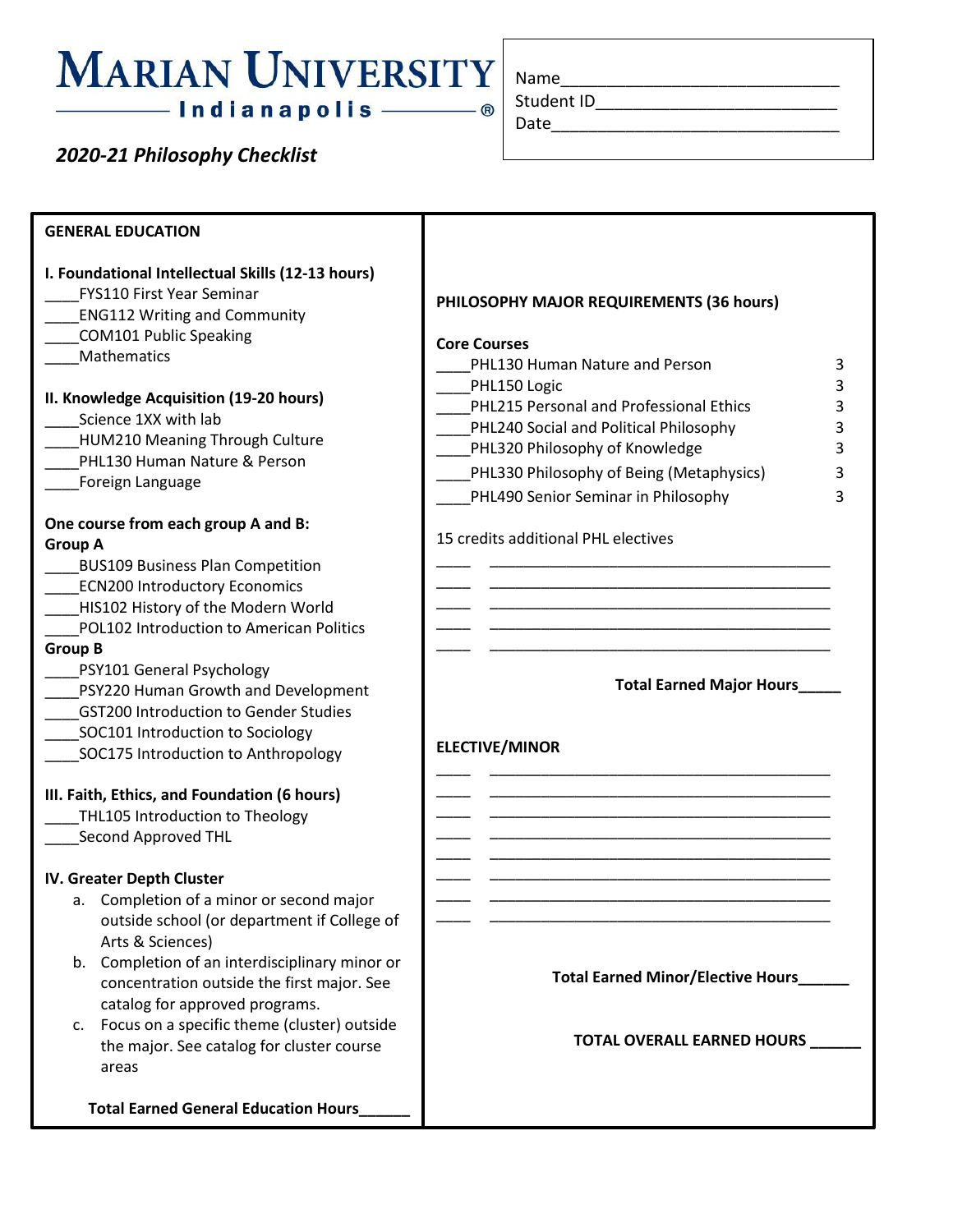# MARIAN UNIVERSITY
## Indianapolis ®

*2020-21 Philosophy Checklist*

Name____________________________
Student ID_________________________
Date______________________________

**GENERAL EDUCATION**

**I. Foundational Intellectual Skills (12-13 hours)**

____FYS110 First Year Seminar
____ENG112 Writing and Community
____COM101 Public Speaking
____Mathematics

**II. Knowledge Acquisition (19-20 hours)**

____Science 1XX with lab
____HUM210 Meaning Through Culture
____PHL130 Human Nature & Person
____Foreign Language

**One course from each group A and B:**
**Group A**

____BUS109 Business Plan Competition
____ECN200 Introductory Economics
____HIS102 History of the Modern World
____POL102 Introduction to American Politics

**Group B**

____PSY101 General Psychology
____PSY220 Human Growth and Development
____GST200 Introduction to Gender Studies
____SOC101 Introduction to Sociology
____SOC175 Introduction to Anthropology

**III. Faith, Ethics, and Foundation (6 hours)**

____THL105 Introduction to Theology
____Second Approved THL

**IV. Greater Depth Cluster**

a. Completion of a minor or second major outside school (or department if College of Arts & Sciences)
b. Completion of an interdisciplinary minor or concentration outside the first major. See catalog for approved programs.
c. Focus on a specific theme (cluster) outside the major. See catalog for cluster course areas

**Total Earned General Education Hours______**

**PHILOSOPHY MAJOR REQUIREMENTS (36 hours)**

**Core Courses**

| Course | Hours |
|---|---|
| ____PHL130 Human Nature and Person | 3 |
| ____PHL150 Logic | 3 |
| ____PHL215 Personal and Professional Ethics | 3 |
| ____PHL240 Social and Political Philosophy | 3 |
| ____PHL320 Philosophy of Knowledge | 3 |
| ____PHL330 Philosophy of Being (Metaphysics) | 3 |
| ____PHL490 Senior Seminar in Philosophy | 3 |

15 credits additional PHL electives

____ ________________________________________
____ ________________________________________
____ ________________________________________
____ ________________________________________
____ ________________________________________

**Total Earned Major Hours_____**

**ELECTIVE/MINOR**

____ ________________________________________
____ ________________________________________
____ ________________________________________
____ ________________________________________
____ ________________________________________
____ ________________________________________
____ ________________________________________
____ ________________________________________

**Total Earned Minor/Elective Hours______**

**TOTAL OVERALL EARNED HOURS ______**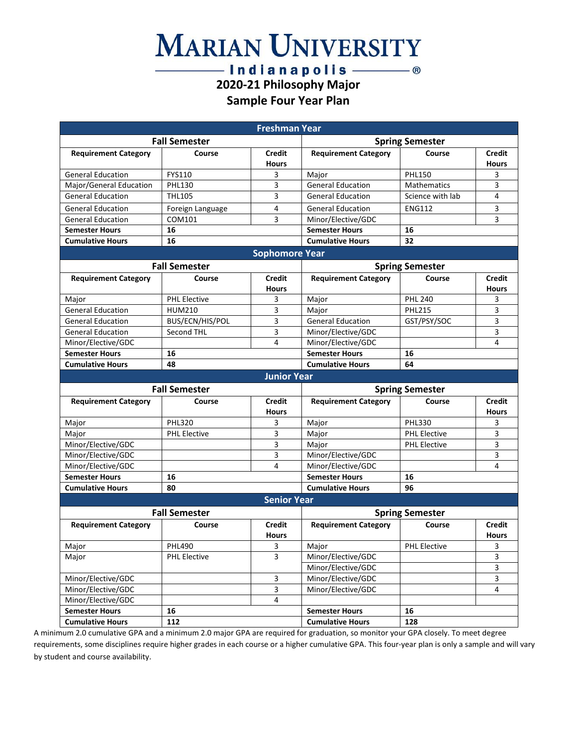# Marian University Indianapolis

## 2020-21 Philosophy Major
## Sample Four Year Plan

| Freshman Year | | | | | |
|---|---|---|---|---|---|
| **Fall Semester** | | | **Spring Semester** | | |
| **Requirement Category** | **Course** | **Credit Hours** | **Requirement Category** | **Course** | **Credit Hours** |
| General Education | FYS110 | 3 | Major | PHL150 | 3 |
| Major/General Education | PHL130 | 3 | General Education | Mathematics | 3 |
| General Education | THL105 | 3 | General Education | Science with lab | 4 |
| General Education | Foreign Language | 4 | General Education | ENG112 | 3 |
| General Education | COM101 | 3 | Minor/Elective/GDC | | 3 |
| **Semester Hours** | **16** | | **Semester Hours** | **16** | |
| **Cumulative Hours** | **16** | | **Cumulative Hours** | **32** | |

| Sophomore Year | | | | | |
|---|---|---|---|---|---|
| **Fall Semester** | | | **Spring Semester** | | |
| **Requirement Category** | **Course** | **Credit Hours** | **Requirement Category** | **Course** | **Credit Hours** |
| Major | PHL Elective | 3 | Major | PHL 240 | 3 |
| General Education | HUM210 | 3 | Major | PHL215 | 3 |
| General Education | BUS/ECN/HIS/POL | 3 | General Education | GST/PSY/SOC | 3 |
| General Education | Second THL | 3 | Minor/Elective/GDC | | 3 |
| Minor/Elective/GDC | | 4 | Minor/Elective/GDC | | 4 |
| **Semester Hours** | **16** | | **Semester Hours** | **16** | |
| **Cumulative Hours** | **48** | | **Cumulative Hours** | **64** | |

| Junior Year | | | | | |
|---|---|---|---|---|---|
| **Fall Semester** | | | **Spring Semester** | | |
| **Requirement Category** | **Course** | **Credit Hours** | **Requirement Category** | **Course** | **Credit Hours** |
| Major | PHL320 | 3 | Major | PHL330 | 3 |
| Major | PHL Elective | 3 | Major | PHL Elective | 3 |
| Minor/Elective/GDC | | 3 | Major | PHL Elective | 3 |
| Minor/Elective/GDC | | 3 | Minor/Elective/GDC | | 3 |
| Minor/Elective/GDC | | 4 | Minor/Elective/GDC | | 4 |
| **Semester Hours** | **16** | | **Semester Hours** | **16** | |
| **Cumulative Hours** | **80** | | **Cumulative Hours** | **96** | |

| Senior Year | | | | | |
|---|---|---|---|---|---|
| **Fall Semester** | | | **Spring Semester** | | |
| **Requirement Category** | **Course** | **Credit Hours** | **Requirement Category** | **Course** | **Credit Hours** |
| Major | PHL490 | 3 | Major | PHL Elective | 3 |
| Major | PHL Elective | 3 | Minor/Elective/GDC | | 3 |
| | | | Minor/Elective/GDC | | 3 |
| Minor/Elective/GDC | | 3 | Minor/Elective/GDC | | 3 |
| Minor/Elective/GDC | | 3 | Minor/Elective/GDC | | 4 |
| Minor/Elective/GDC | | 4 | | | |
| **Semester Hours** | **16** | | **Semester Hours** | **16** | |
| **Cumulative Hours** | **112** | | **Cumulative Hours** | **128** | |

A minimum 2.0 cumulative GPA and a minimum 2.0 major GPA are required for graduation, so monitor your GPA closely. To meet degree requirements, some disciplines require higher grades in each course or a higher cumulative GPA. This four-year plan is only a sample and will vary by student and course availability.